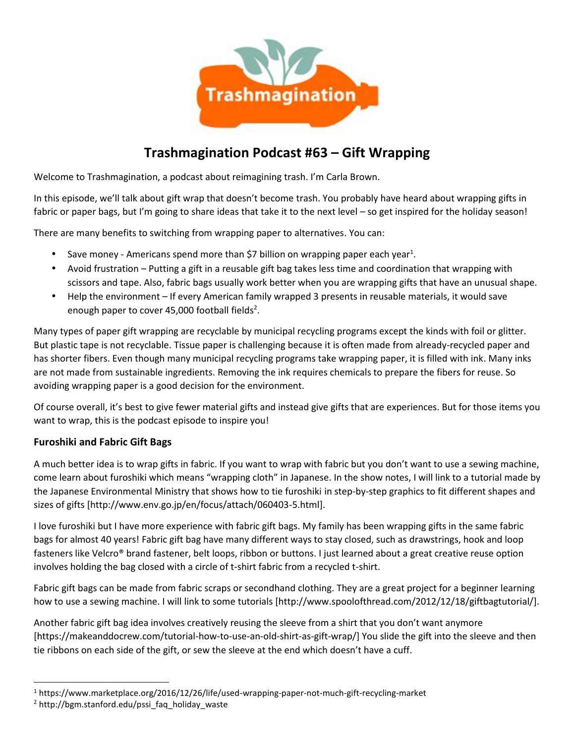# Trashmagination Podcast #63 – Gift Wrapping

Welcome to Trashmagination, a podcast about reimagining trash. I'm Carla Brown.

In this episode, we'll talk about gift wrap that doesn't become trash. You probably have heard about wrapping gifts in fabric or paper bags, but I'm going to share ideas that take it to the next level – so get inspired for the holiday season!

There are many benefits to switching from wrapping paper to alternatives. You can:

- Save money - Americans spend more than $7 billion on wrapping paper each year[1].
- Avoid frustration – Putting a gift in a reusable gift bag takes less time and coordination that wrapping with scissors and tape. Also, fabric bags usually work better when you are wrapping gifts that have an unusual shape.
- Help the environment – If every American family wrapped 3 presents in reusable materials, it would save enough paper to cover 45,000 football fields[2].

Many types of paper gift wrapping are recyclable by municipal recycling programs except the kinds with foil or glitter. But plastic tape is not recyclable. Tissue paper is challenging because it is often made from already-recycled paper and has shorter fibers. Even though many municipal recycling programs take wrapping paper, it is filled with ink. Many inks are not made from sustainable ingredients. Removing the ink requires chemicals to prepare the fibers for reuse. So avoiding wrapping paper is a good decision for the environment.

Of course overall, it's best to give fewer material gifts and instead give gifts that are experiences. But for those items you want to wrap, this is the podcast episode to inspire you!

### Furoshiki and Fabric Gift Bags

A much better idea is to wrap gifts in fabric. If you want to wrap with fabric but you don't want to use a sewing machine, come learn about furoshiki which means "wrapping cloth" in Japanese. In the show notes, I will link to a tutorial made by the Japanese Environmental Ministry that shows how to tie furoshiki in step-by-step graphics to fit different shapes and sizes of gifts [http://www.env.go.jp/en/focus/attach/060403-5.html].

I love furoshiki but I have more experience with fabric gift bags. My family has been wrapping gifts in the same fabric bags for almost 40 years! Fabric gift bag have many different ways to stay closed, such as drawstrings, hook and loop fasteners like Velcro® brand fastener, belt loops, ribbon or buttons. I just learned about a great creative reuse option involves holding the bag closed with a circle of t-shirt fabric from a recycled t-shirt.

Fabric gift bags can be made from fabric scraps or secondhand clothing. They are a great project for a beginner learning how to use a sewing machine. I will link to some tutorials [http://www.spoolofthread.com/2012/12/18/giftbagtutorial/].

Another fabric gift bag idea involves creatively reusing the sleeve from a shirt that you don't want anymore [https://makeanddocrew.com/tutorial-how-to-use-an-old-shirt-as-gift-wrap/] You slide the gift into the sleeve and then tie ribbons on each side of the gift, or sew the sleeve at the end which doesn't have a cuff.

---

[1] https://www.marketplace.org/2016/12/26/life/used-wrapping-paper-not-much-gift-recycling-market

[2] http://bgm.stanford.edu/pssi_faq_holiday_waste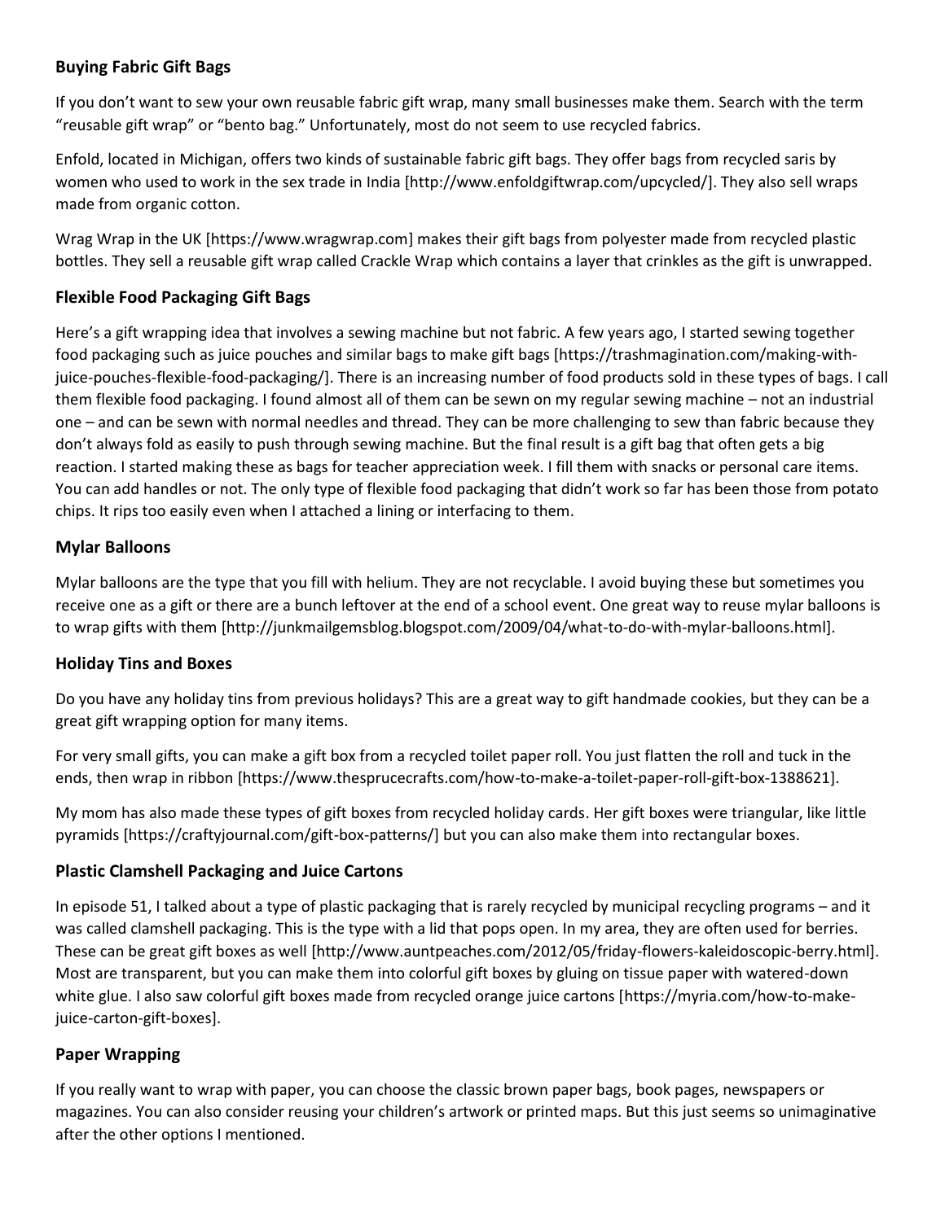### Buying Fabric Gift Bags

If you don't want to sew your own reusable fabric gift wrap, many small businesses make them. Search with the term "reusable gift wrap" or "bento bag." Unfortunately, most do not seem to use recycled fabrics.

Enfold, located in Michigan, offers two kinds of sustainable fabric gift bags. They offer bags from recycled saris by women who used to work in the sex trade in India [http://www.enfoldgiftwrap.com/upcycled/]. They also sell wraps made from organic cotton.

Wrag Wrap in the UK [https://www.wragwrap.com] makes their gift bags from polyester made from recycled plastic bottles. They sell a reusable gift wrap called Crackle Wrap which contains a layer that crinkles as the gift is unwrapped.

### Flexible Food Packaging Gift Bags

Here's a gift wrapping idea that involves a sewing machine but not fabric. A few years ago, I started sewing together food packaging such as juice pouches and similar bags to make gift bags [https://trashmagination.com/making-with-juice-pouches-flexible-food-packaging/]. There is an increasing number of food products sold in these types of bags. I call them flexible food packaging. I found almost all of them can be sewn on my regular sewing machine – not an industrial one – and can be sewn with normal needles and thread. They can be more challenging to sew than fabric because they don't always fold as easily to push through sewing machine. But the final result is a gift bag that often gets a big reaction. I started making these as bags for teacher appreciation week. I fill them with snacks or personal care items. You can add handles or not. The only type of flexible food packaging that didn't work so far has been those from potato chips. It rips too easily even when I attached a lining or interfacing to them.

### Mylar Balloons

Mylar balloons are the type that you fill with helium. They are not recyclable. I avoid buying these but sometimes you receive one as a gift or there are a bunch leftover at the end of a school event. One great way to reuse mylar balloons is to wrap gifts with them [http://junkmailgemsblog.blogspot.com/2009/04/what-to-do-with-mylar-balloons.html].

### Holiday Tins and Boxes

Do you have any holiday tins from previous holidays? This are a great way to gift handmade cookies, but they can be a great gift wrapping option for many items.

For very small gifts, you can make a gift box from a recycled toilet paper roll. You just flatten the roll and tuck in the ends, then wrap in ribbon [https://www.thesprucecrafts.com/how-to-make-a-toilet-paper-roll-gift-box-1388621].

My mom has also made these types of gift boxes from recycled holiday cards. Her gift boxes were triangular, like little pyramids [https://craftyjournal.com/gift-box-patterns/] but you can also make them into rectangular boxes.

### Plastic Clamshell Packaging and Juice Cartons

In episode 51, I talked about a type of plastic packaging that is rarely recycled by municipal recycling programs – and it was called clamshell packaging. This is the type with a lid that pops open. In my area, they are often used for berries. These can be great gift boxes as well [http://www.auntpeaches.com/2012/05/friday-flowers-kaleidoscopic-berry.html]. Most are transparent, but you can make them into colorful gift boxes by gluing on tissue paper with watered-down white glue. I also saw colorful gift boxes made from recycled orange juice cartons [https://myria.com/how-to-make-juice-carton-gift-boxes].

### Paper Wrapping

If you really want to wrap with paper, you can choose the classic brown paper bags, book pages, newspapers or magazines. You can also consider reusing your children's artwork or printed maps. But this just seems so unimaginative after the other options I mentioned.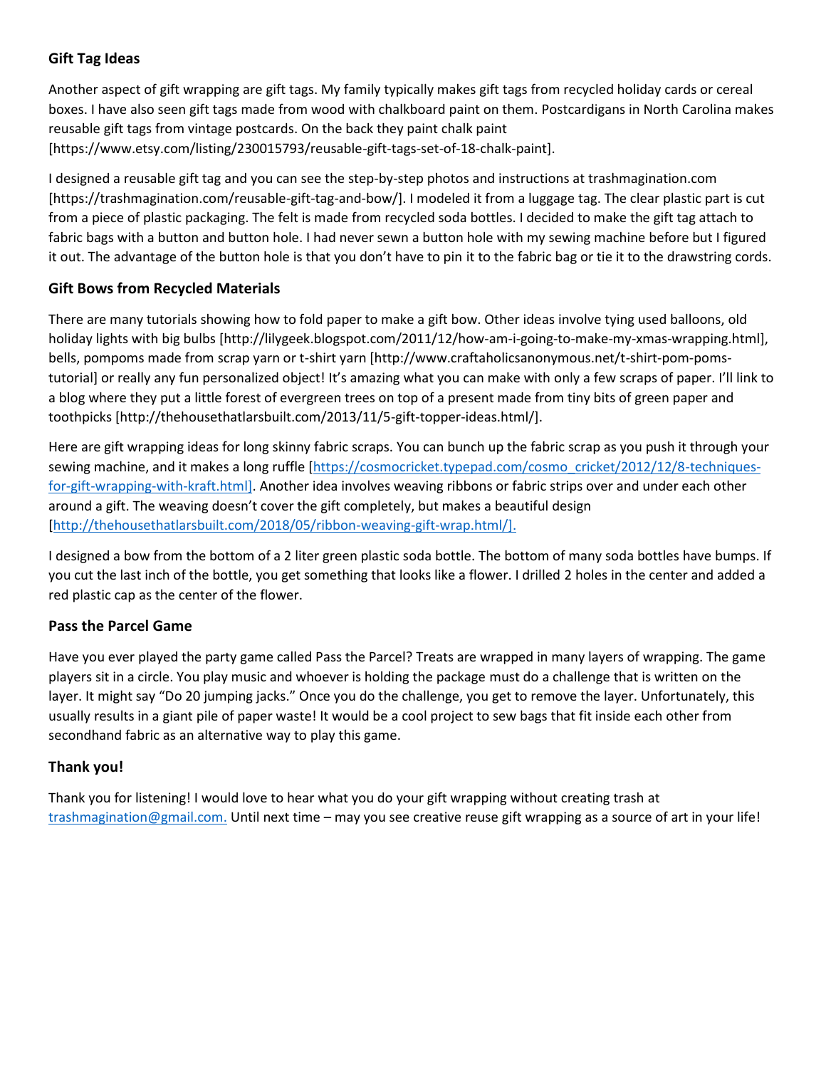### Gift Tag Ideas

Another aspect of gift wrapping are gift tags. My family typically makes gift tags from recycled holiday cards or cereal boxes. I have also seen gift tags made from wood with chalkboard paint on them. Postcardigans in North Carolina makes reusable gift tags from vintage postcards. On the back they paint chalk paint [https://www.etsy.com/listing/230015793/reusable-gift-tags-set-of-18-chalk-paint].

I designed a reusable gift tag and you can see the step-by-step photos and instructions at trashmagination.com [https://trashmagination.com/reusable-gift-tag-and-bow/]. I modeled it from a luggage tag. The clear plastic part is cut from a piece of plastic packaging. The felt is made from recycled soda bottles. I decided to make the gift tag attach to fabric bags with a button and button hole. I had never sewn a button hole with my sewing machine before but I figured it out. The advantage of the button hole is that you don't have to pin it to the fabric bag or tie it to the drawstring cords.

### Gift Bows from Recycled Materials

There are many tutorials showing how to fold paper to make a gift bow. Other ideas involve tying used balloons, old holiday lights with big bulbs [http://lilygeek.blogspot.com/2011/12/how-am-i-going-to-make-my-xmas-wrapping.html], bells, pompoms made from scrap yarn or t-shirt yarn [http://www.craftaholicsanonymous.net/t-shirt-pom-poms-tutorial] or really any fun personalized object! It's amazing what you can make with only a few scraps of paper. I'll link to a blog where they put a little forest of evergreen trees on top of a present made from tiny bits of green paper and toothpicks [http://thehousethatlarsbuilt.com/2013/11/5-gift-topper-ideas.html/].

Here are gift wrapping ideas for long skinny fabric scraps. You can bunch up the fabric scrap as you push it through your sewing machine, and it makes a long ruffle [https://cosmocricket.typepad.com/cosmo_cricket/2012/12/8-techniques-for-gift-wrapping-with-kraft.html]. Another idea involves weaving ribbons or fabric strips over and under each other around a gift. The weaving doesn't cover the gift completely, but makes a beautiful design [http://thehousethatlarsbuilt.com/2018/05/ribbon-weaving-gift-wrap.html/].

I designed a bow from the bottom of a 2 liter green plastic soda bottle. The bottom of many soda bottles have bumps. If you cut the last inch of the bottle, you get something that looks like a flower. I drilled 2 holes in the center and added a red plastic cap as the center of the flower.

### Pass the Parcel Game

Have you ever played the party game called Pass the Parcel? Treats are wrapped in many layers of wrapping. The game players sit in a circle. You play music and whoever is holding the package must do a challenge that is written on the layer. It might say "Do 20 jumping jacks." Once you do the challenge, you get to remove the layer. Unfortunately, this usually results in a giant pile of paper waste! It would be a cool project to sew bags that fit inside each other from secondhand fabric as an alternative way to play this game.

### Thank you!

Thank you for listening! I would love to hear what you do your gift wrapping without creating trash at trashmagination@gmail.com. Until next time – may you see creative reuse gift wrapping as a source of art in your life!